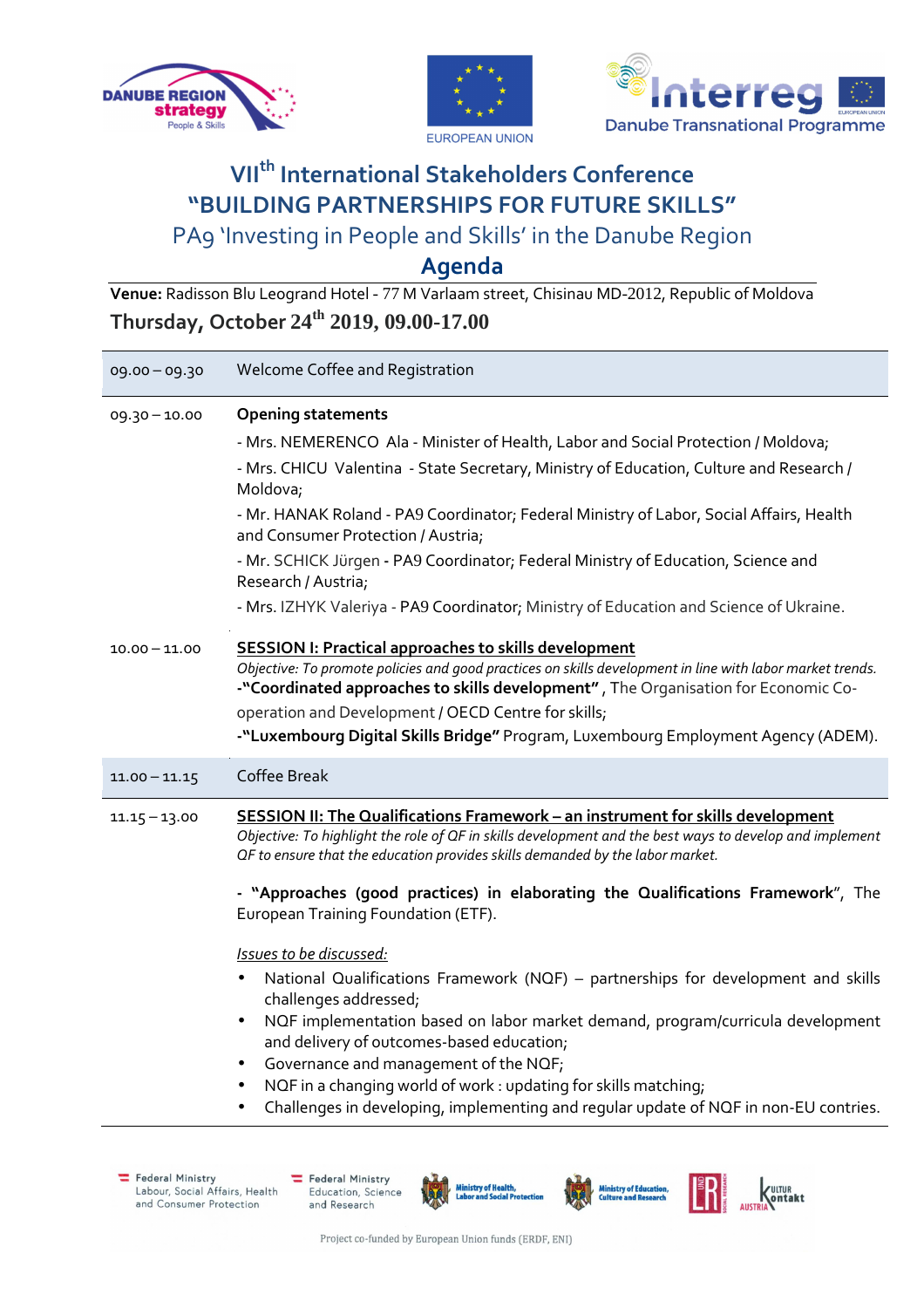# VII$^{th}$ International Stakeholders Conference

# "BUILDING PARTNERSHIPS FOR FUTURE SKILLS"

## PA9 'Investing in People and Skills' in the Danube Region

## Agenda

**Venue:** Radisson Blu Leogrand Hotel - 77 M Varlaam street, Chisinau MD-2012, Republic of Moldova

**Thursday, October 24$^{th}$ 2019, 09.00-17.00**

| | |
|---|---|
| 09.00 – 09.30 | Welcome Coffee and Registration |
| 09.30 – 10.00 | **Opening statements**<br>- Mrs. NEMERENCO Ala - Minister of Health, Labor and Social Protection / Moldova;<br>- Mrs. CHICU Valentina - State Secretary, Ministry of Education, Culture and Research / Moldova;<br>- Mr. HANAK Roland - PA9 Coordinator; Federal Ministry of Labor, Social Affairs, Health and Consumer Protection / Austria;<br>- Mr. SCHICK Jürgen - PA9 Coordinator; Federal Ministry of Education, Science and Research / Austria;<br>- Mrs. IZHYK Valeriya - PA9 Coordinator; Ministry of Education and Science of Ukraine. |
| 10.00 – 11.00 | **SESSION I: Practical approaches to skills development**<br>*Objective: To promote policies and good practices on skills development in line with labor market trends.*<br>**-"Coordinated approaches to skills development"** , The Organisation for Economic Co-operation and Development / OECD Centre for skills;<br>**-"Luxembourg Digital Skills Bridge"** Program, Luxembourg Employment Agency (ADEM). |
| 11.00 – 11.15 | Coffee Break |
| 11.15 – 13.00 | **SESSION II: The Qualifications Framework – an instrument for skills development**<br>*Objective: To highlight the role of QF in skills development and the best ways to develop and implement QF to ensure that the education provides skills demanded by the labor market.*<br><br>**- "Approaches (good practices) in elaborating the Qualifications Framework"**, The European Training Foundation (ETF).<br><br>*Issues to be discussed:*<br>• National Qualifications Framework (NQF) – partnerships for development and skills challenges addressed;<br>• NQF implementation based on labor market demand, program/curricula development and delivery of outcomes-based education;<br>• Governance and management of the NQF;<br>• NQF in a changing world of work : updating for skills matching;<br>• Challenges in developing, implementing and regular update of NQF in non-EU contries. |

Project co-funded by European Union funds (ERDF, ENI)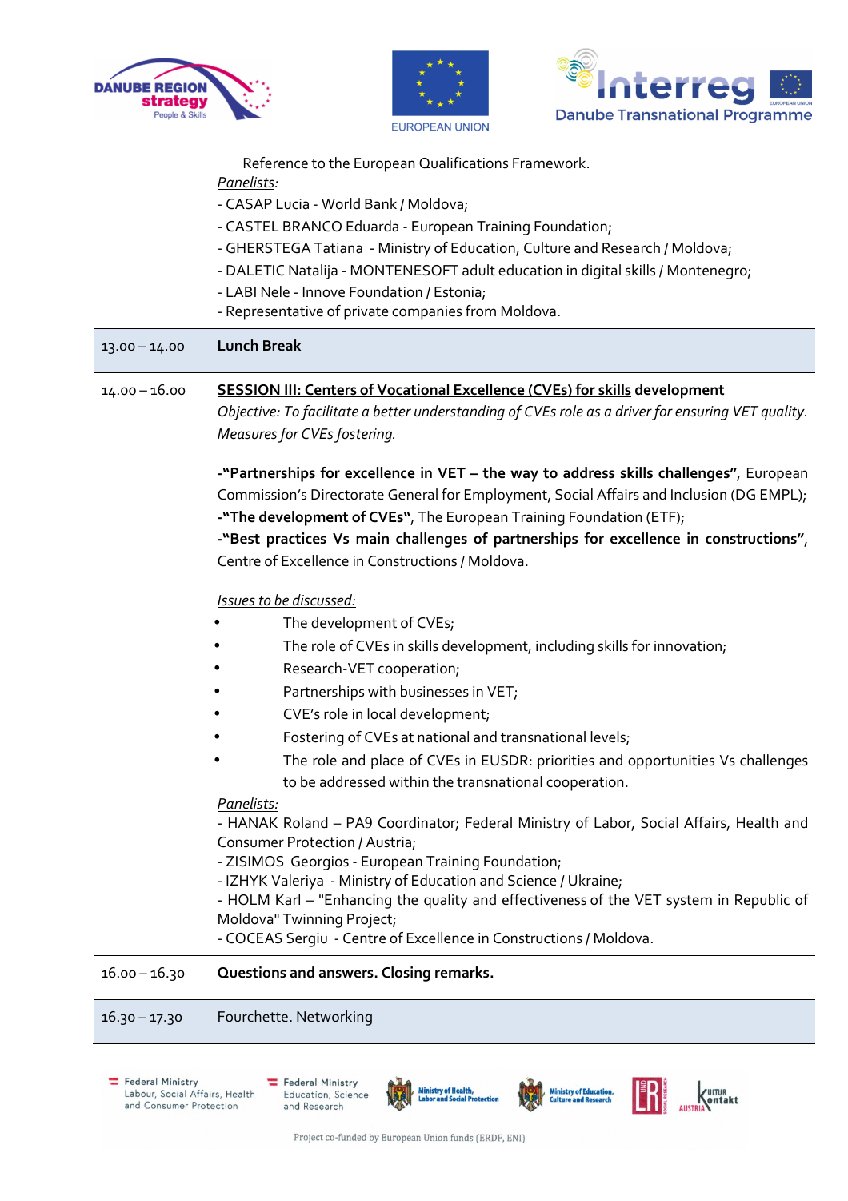Reference to the European Qualifications Framework.

*Panelists:*

- CASAP Lucia - World Bank / Moldova;
- CASTEL BRANCO Eduarda - European Training Foundation;
- GHERSTEGA Tatiana - Ministry of Education, Culture and Research / Moldova;
- DALETIC Natalija - MONTENESOFT adult education in digital skills / Montenegro;
- LABI Nele - Innove Foundation / Estonia;
- Representative of private companies from Moldova.

| | |
|---|---|
| 13.00 – 14.00 | **Lunch Break** |

14.00 – 16.00

**SESSION III: Centers of Vocational Excellence (CVEs) for skills development**

*Objective: To facilitate a better understanding of CVEs role as a driver for ensuring VET quality. Measures for CVEs fostering.*

**-"Partnerships for excellence in VET – the way to address skills challenges"**, European Commission's Directorate General for Employment, Social Affairs and Inclusion (DG EMPL);

**-"The development of CVEs"**, The European Training Foundation (ETF);

**-"Best practices Vs main challenges of partnerships for excellence in constructions"**, Centre of Excellence in Constructions / Moldova.

*Issues to be discussed:*

- The development of CVEs;
- The role of CVEs in skills development, including skills for innovation;
- Research-VET cooperation;
- Partnerships with businesses in VET;
- CVE's role in local development;
- Fostering of CVEs at national and transnational levels;
- The role and place of CVEs in EUSDR: priorities and opportunities Vs challenges to be addressed within the transnational cooperation.

*Panelists:*

- HANAK Roland – PA9 Coordinator; Federal Ministry of Labor, Social Affairs, Health and Consumer Protection / Austria;
- ZISIMOS Georgios - European Training Foundation;
- IZHYK Valeriya - Ministry of Education and Science / Ukraine;
- HOLM Karl – "Enhancing the quality and effectiveness of the VET system in Republic of Moldova" Twinning Project;
- COCEAS Sergiu - Centre of Excellence in Constructions / Moldova.

| | |
|---|---|
| 16.00 – 16.30 | **Questions and answers. Closing remarks.** |
| 16.30 – 17.30 | Fourchette. Networking |

Project co-funded by European Union funds (ERDF, ENI)